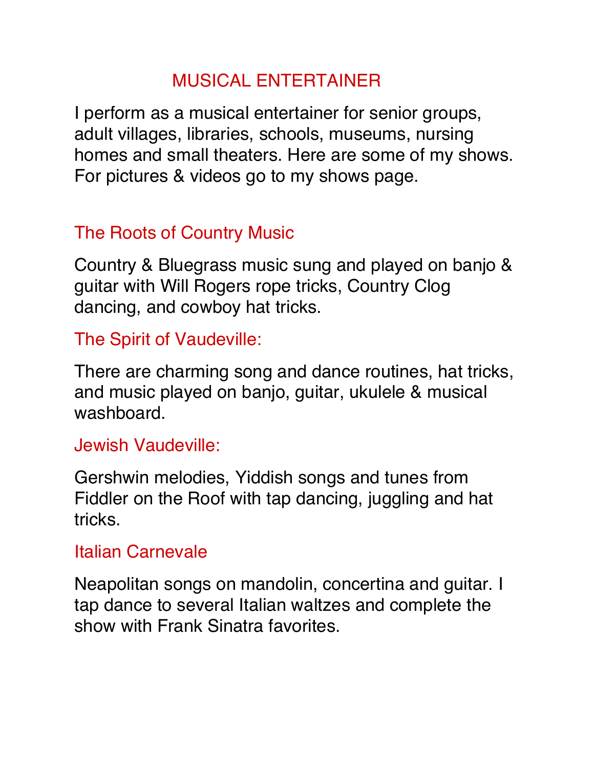# MUSICAL ENTERTAINER

I perform as a musical entertainer for senior groups, adult villages, libraries, schools, museums, nursing homes and small theaters. Here are some of my shows. For pictures & videos go to my shows page.

## The Roots of Country Music

Country & Bluegrass music sung and played on banjo & guitar with Will Rogers rope tricks, Country Clog dancing, and cowboy hat tricks.

## The Spirit of Vaudeville:

There are charming song and dance routines, hat tricks, and music played on banjo, guitar, ukulele & musical washboard.

## Jewish Vaudeville:

Gershwin melodies, Yiddish songs and tunes from Fiddler on the Roof with tap dancing, juggling and hat tricks.

## Italian Carnevale

Neapolitan songs on mandolin, concertina and guitar. I tap dance to several Italian waltzes and complete the show with Frank Sinatra favorites.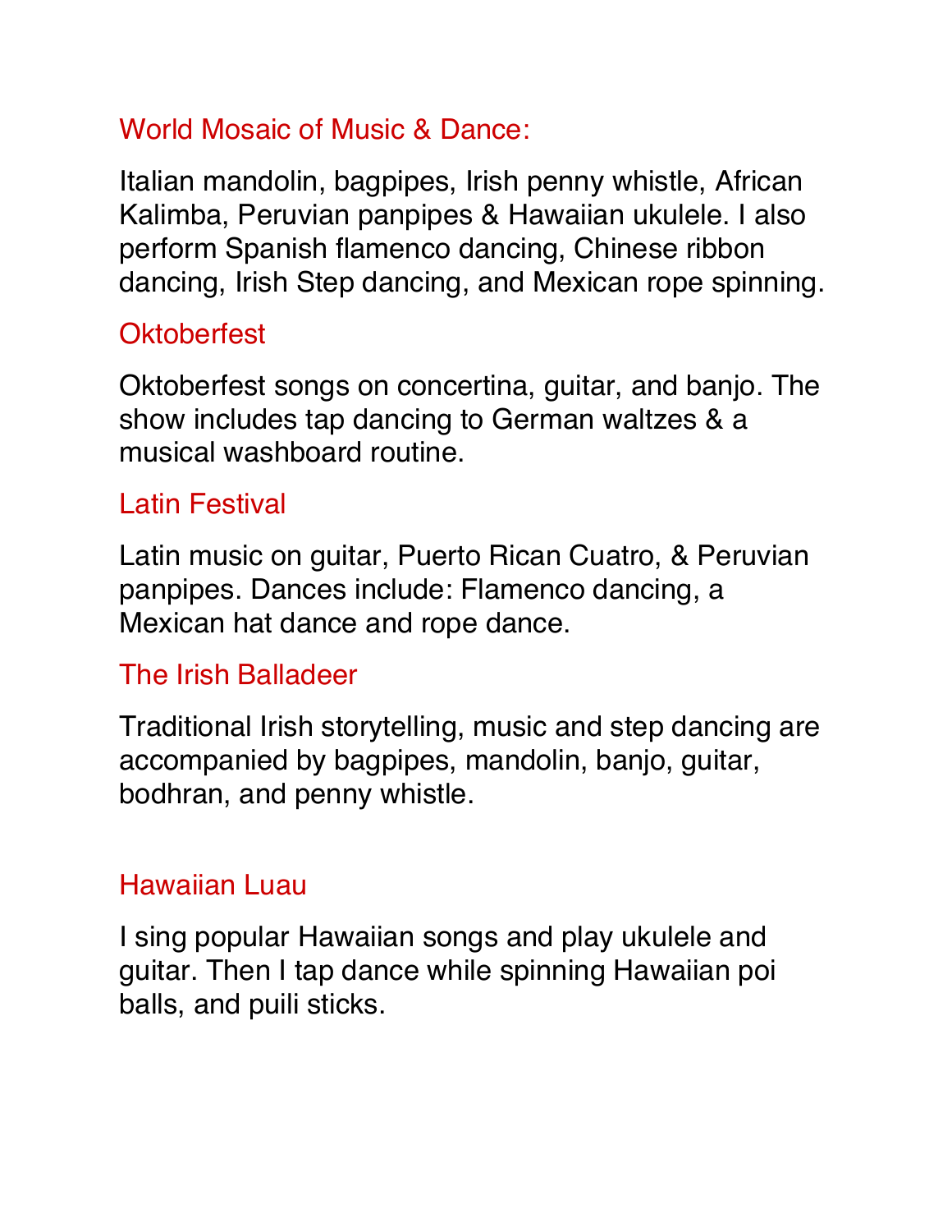## World Mosaic of Music & Dance:

Italian mandolin, bagpipes, Irish penny whistle, African Kalimba, Peruvian panpipes & Hawaiian ukulele. I also perform Spanish flamenco dancing, Chinese ribbon dancing, Irish Step dancing, and Mexican rope spinning.

## Oktoberfest

Oktoberfest songs on concertina, guitar, and banjo. The show includes tap dancing to German waltzes & a musical washboard routine.

## Latin Festival

Latin music on guitar, Puerto Rican Cuatro, & Peruvian panpipes. Dances include: Flamenco dancing, a Mexican hat dance and rope dance.

## The Irish Balladeer

Traditional Irish storytelling, music and step dancing are accompanied by bagpipes, mandolin, banjo, guitar, bodhran, and penny whistle.

## Hawaiian Luau

I sing popular Hawaiian songs and play ukulele and guitar. Then I tap dance while spinning Hawaiian poi balls, and puili sticks.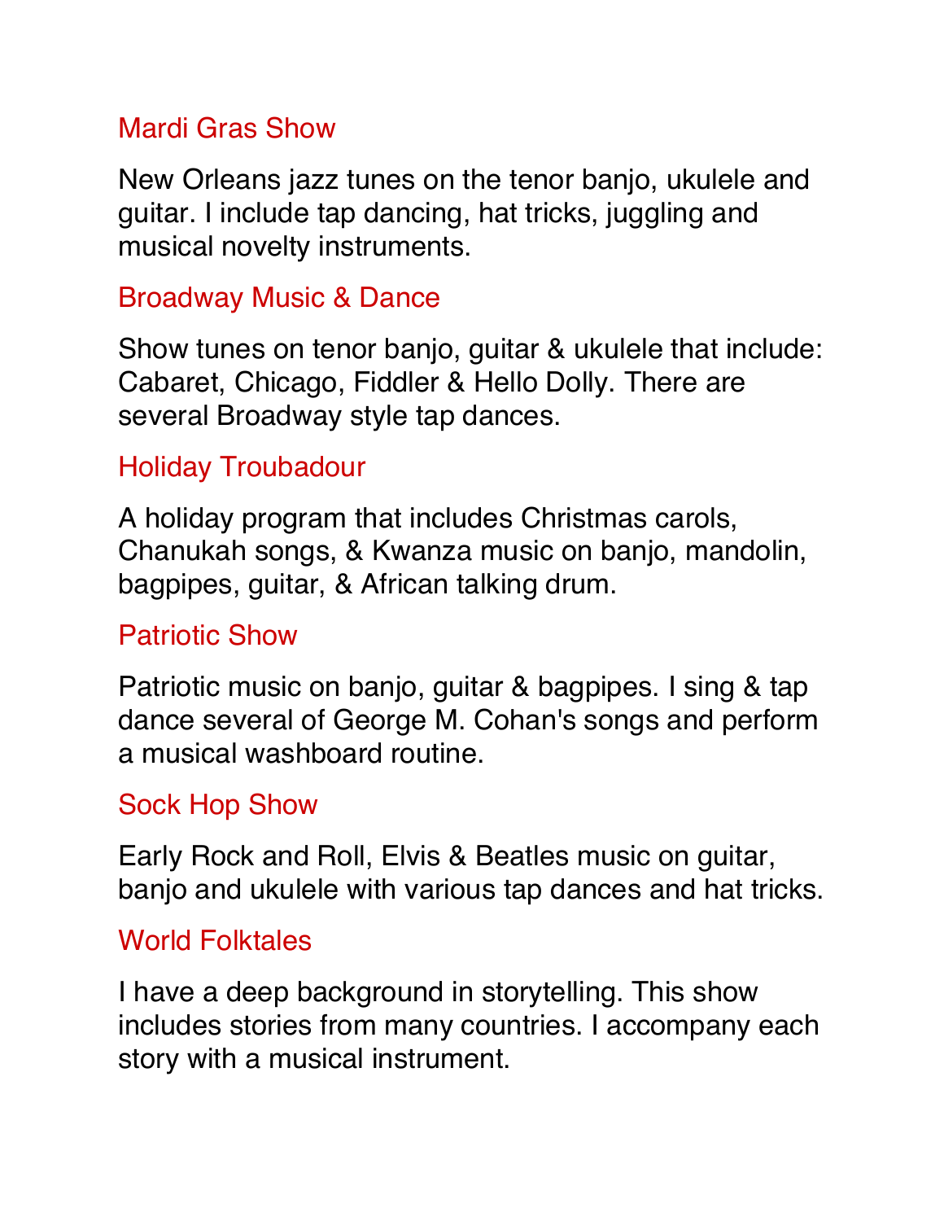## Mardi Gras Show

New Orleans jazz tunes on the tenor banjo, ukulele and guitar. I include tap dancing, hat tricks, juggling and musical novelty instruments.

## Broadway Music & Dance

Show tunes on tenor banjo, guitar & ukulele that include: Cabaret, Chicago, Fiddler & Hello Dolly. There are several Broadway style tap dances.

## Holiday Troubadour

A holiday program that includes Christmas carols, Chanukah songs, & Kwanza music on banjo, mandolin, bagpipes, guitar, & African talking drum.

## Patriotic Show

Patriotic music on banjo, guitar & bagpipes. I sing & tap dance several of George M. Cohan's songs and perform a musical washboard routine.

## Sock Hop Show

Early Rock and Roll, Elvis & Beatles music on guitar, banjo and ukulele with various tap dances and hat tricks.

## World Folktales

I have a deep background in storytelling. This show includes stories from many countries. I accompany each story with a musical instrument.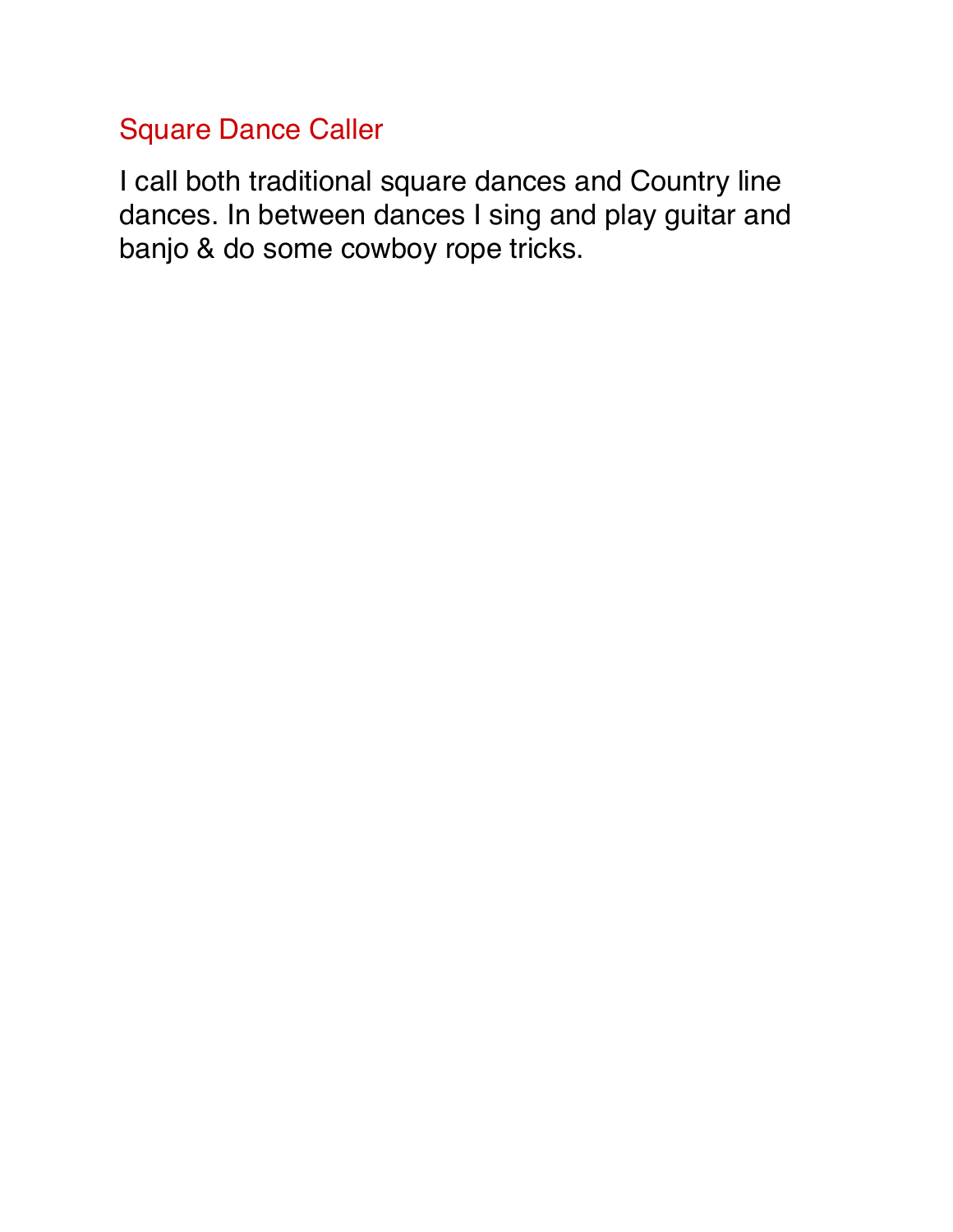## Square Dance Caller

I call both traditional square dances and Country line dances. In between dances I sing and play guitar and banjo & do some cowboy rope tricks.